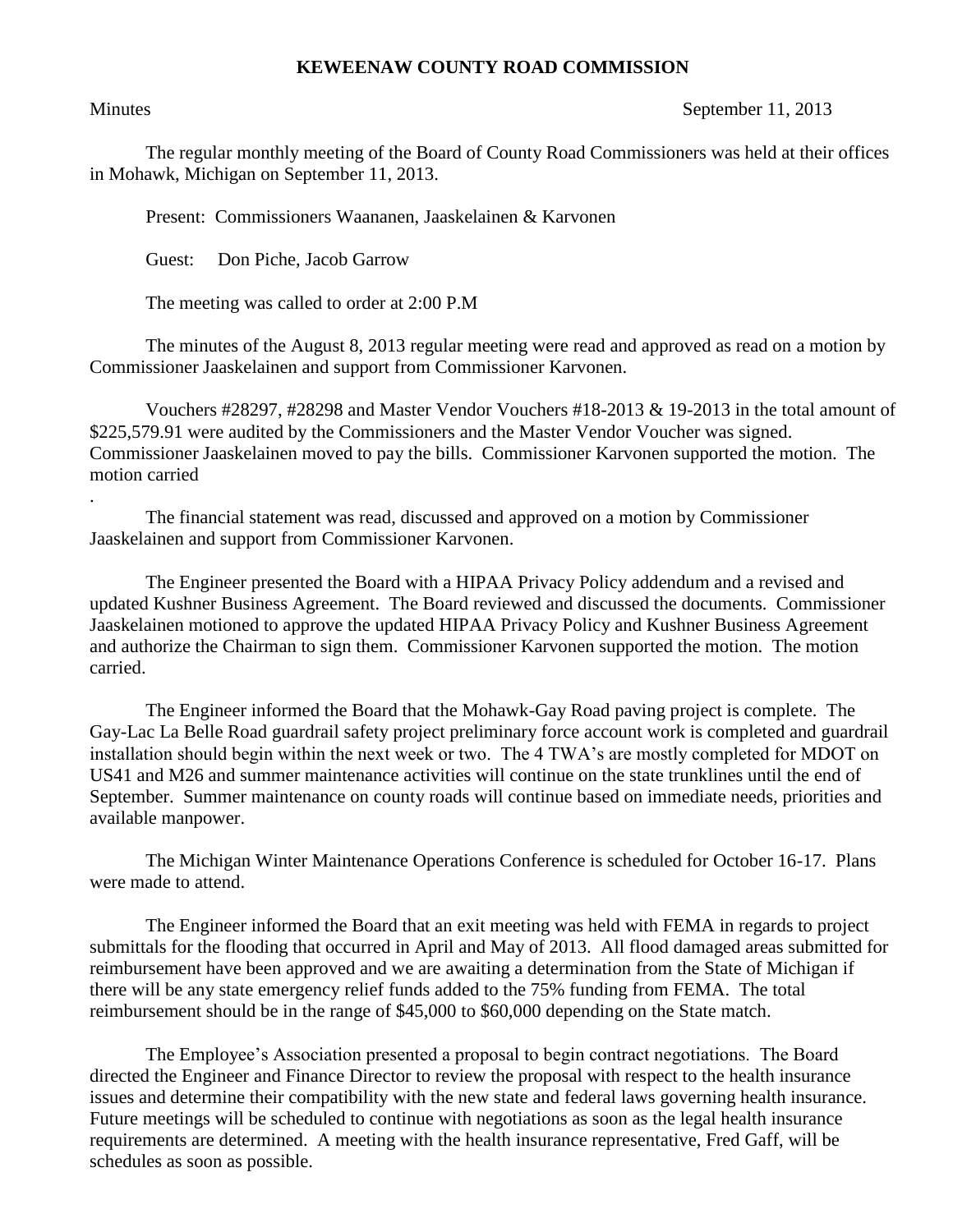# KEWEENAW COUNTY ROAD COMMISSION

Minutes September 11, 2013

The regular monthly meeting of the Board of County Road Commissioners was held at their offices in Mohawk, Michigan on September 11, 2013.

Present: Commissioners Waananen, Jaaskelainen & Karvonen

Guest: Don Piche, Jacob Garrow

The meeting was called to order at 2:00 P.M

The minutes of the August 8, 2013 regular meeting were read and approved as read on a motion by Commissioner Jaaskelainen and support from Commissioner Karvonen.

Vouchers #28297, #28298 and Master Vendor Vouchers #18-2013 & 19-2013 in the total amount of $225,579.91 were audited by the Commissioners and the Master Vendor Voucher was signed. Commissioner Jaaskelainen moved to pay the bills. Commissioner Karvonen supported the motion. The motion carried

.

The financial statement was read, discussed and approved on a motion by Commissioner Jaaskelainen and support from Commissioner Karvonen.

The Engineer presented the Board with a HIPAA Privacy Policy addendum and a revised and updated Kushner Business Agreement. The Board reviewed and discussed the documents. Commissioner Jaaskelainen motioned to approve the updated HIPAA Privacy Policy and Kushner Business Agreement and authorize the Chairman to sign them. Commissioner Karvonen supported the motion. The motion carried.

The Engineer informed the Board that the Mohawk-Gay Road paving project is complete. The Gay-Lac La Belle Road guardrail safety project preliminary force account work is completed and guardrail installation should begin within the next week or two. The 4 TWA's are mostly completed for MDOT on US41 and M26 and summer maintenance activities will continue on the state trunklines until the end of September. Summer maintenance on county roads will continue based on immediate needs, priorities and available manpower.

The Michigan Winter Maintenance Operations Conference is scheduled for October 16-17. Plans were made to attend.

The Engineer informed the Board that an exit meeting was held with FEMA in regards to project submittals for the flooding that occurred in April and May of 2013. All flood damaged areas submitted for reimbursement have been approved and we are awaiting a determination from the State of Michigan if there will be any state emergency relief funds added to the 75% funding from FEMA. The total reimbursement should be in the range of $45,000 to $60,000 depending on the State match.

The Employee's Association presented a proposal to begin contract negotiations. The Board directed the Engineer and Finance Director to review the proposal with respect to the health insurance issues and determine their compatibility with the new state and federal laws governing health insurance. Future meetings will be scheduled to continue with negotiations as soon as the legal health insurance requirements are determined. A meeting with the health insurance representative, Fred Gaff, will be schedules as soon as possible.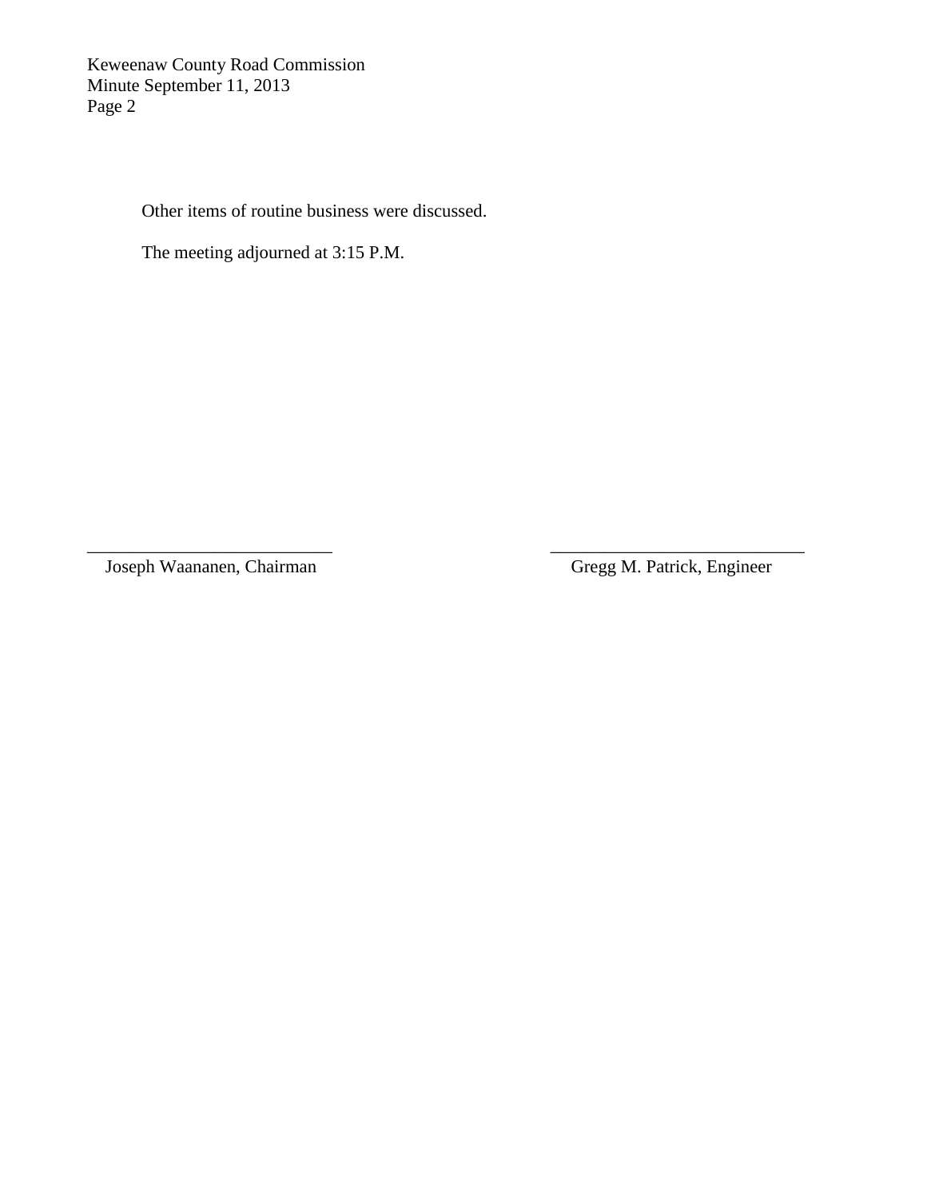Other items of routine business were discussed.

The meeting adjourned at 3:15 P.M.

\_\_\_\_\_\_\_\_\_\_\_\_\_\_\_\_\_\_\_\_\_\_\_\_\_\_\_ \_\_\_\_\_\_\_\_\_\_\_\_\_\_\_\_\_\_\_\_\_\_\_\_\_\_\_

Joseph Waananen, Chairman Gregg M. Patrick, Engineer